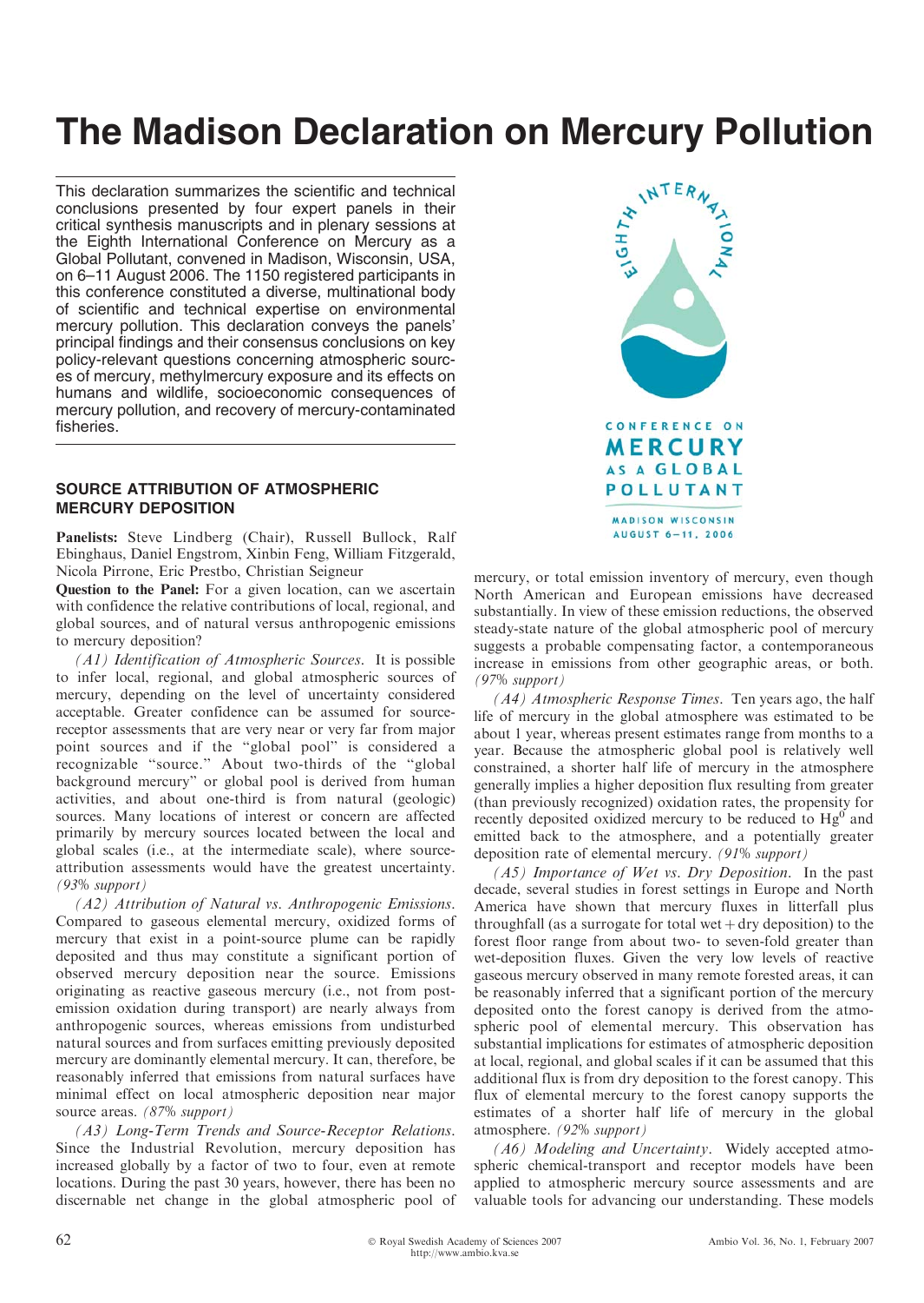# The Madison Declaration on Mercury Pollution

This declaration summarizes the scientific and technical conclusions presented by four expert panels in their critical synthesis manuscripts and in plenary sessions at the Eighth International Conference on Mercury as a Global Pollutant, convened in Madison, Wisconsin, USA, on 6–11 August 2006. The 1150 registered participants in this conference constituted a diverse, multinational body of scientific and technical expertise on environmental mercury pollution. This declaration conveys the panels' principal findings and their consensus conclusions on key policy-relevant questions concerning atmospheric sources of mercury, methylmercury exposure and its effects on humans and wildlife, socioeconomic consequences of mercury pollution, and recovery of mercury-contaminated fisheries.

## SOURCE ATTRIBUTION OF ATMOSPHERIC MERCURY DEPOSITION

**Panelists:** Steve Lindberg (Chair), Russell Bullock, Ralf Ebinghaus, Daniel Engstrom, Xinbin Feng, William Fitzgerald, Nicola Pirrone, Eric Prestbo, Christian Seigneur

**Question to the Panel:** For a given location, can we ascertain with confidence the relative contributions of local, regional, and global sources, and of natural versus anthropogenic emissions to mercury deposition?

*(A1) Identification of Atmospheric Sources.* It is possible to infer local, regional, and global atmospheric sources of mercury, depending on the level of uncertainty considered acceptable. Greater confidence can be assumed for source-receptor assessments that are very near or very far from major point sources and if the "global pool" is considered a recognizable "source." About two-thirds of the "global background mercury" or global pool is derived from human activities, and about one-third is from natural (geologic) sources. Many locations of interest or concern are affected primarily by mercury sources located between the local and global scales (i.e., at the intermediate scale), where source-attribution assessments would have the greatest uncertainty. *(93% support)*

*(A2) Attribution of Natural vs. Anthropogenic Emissions.* Compared to gaseous elemental mercury, oxidized forms of mercury that exist in a point-source plume can be rapidly deposited and thus may constitute a significant portion of observed mercury deposition near the source. Emissions originating as reactive gaseous mercury (i.e., not from post-emission oxidation during transport) are nearly always from anthropogenic sources, whereas emissions from undisturbed natural sources and from surfaces emitting previously deposited mercury are dominantly elemental mercury. It can, therefore, be reasonably inferred that emissions from natural surfaces have minimal effect on local atmospheric deposition near major source areas. *(87% support)*

*(A3) Long-Term Trends and Source-Receptor Relations.* Since the Industrial Revolution, mercury deposition has increased globally by a factor of two to four, even at remote locations. During the past 30 years, however, there has been no discernable net change in the global atmospheric pool of mercury, or total emission inventory of mercury, even though North American and European emissions have decreased substantially. In view of these emission reductions, the observed steady-state nature of the global atmospheric pool of mercury suggests a probable compensating factor, a contemporaneous increase in emissions from other geographic areas, or both. *(97% support)*

*(A4) Atmospheric Response Times.* Ten years ago, the half life of mercury in the global atmosphere was estimated to be about 1 year, whereas present estimates range from months to a year. Because the atmospheric global pool is relatively well constrained, a shorter half life of mercury in the atmosphere generally implies a higher deposition flux resulting from greater (than previously recognized) oxidation rates, the propensity for recently deposited oxidized mercury to be reduced to $Hg^0$ and emitted back to the atmosphere, and a potentially greater deposition rate of elemental mercury. *(91% support)*

*(A5) Importance of Wet vs. Dry Deposition.* In the past decade, several studies in forest settings in Europe and North America have shown that mercury fluxes in litterfall plus throughfall (as a surrogate for total wet + dry deposition) to the forest floor range from about two- to seven-fold greater than wet-deposition fluxes. Given the very low levels of reactive gaseous mercury observed in many remote forested areas, it can be reasonably inferred that a significant portion of the mercury deposited onto the forest canopy is derived from the atmospheric pool of elemental mercury. This observation has substantial implications for estimates of atmospheric deposition at local, regional, and global scales if it can be assumed that this additional flux is from dry deposition to the forest canopy. This flux of elemental mercury to the forest canopy supports the estimates of a shorter half life of mercury in the global atmosphere. *(92% support)*

*(A6) Modeling and Uncertainty.* Widely accepted atmospheric chemical-transport and receptor models have been applied to atmospheric mercury source assessments and are valuable tools for advancing our understanding. These models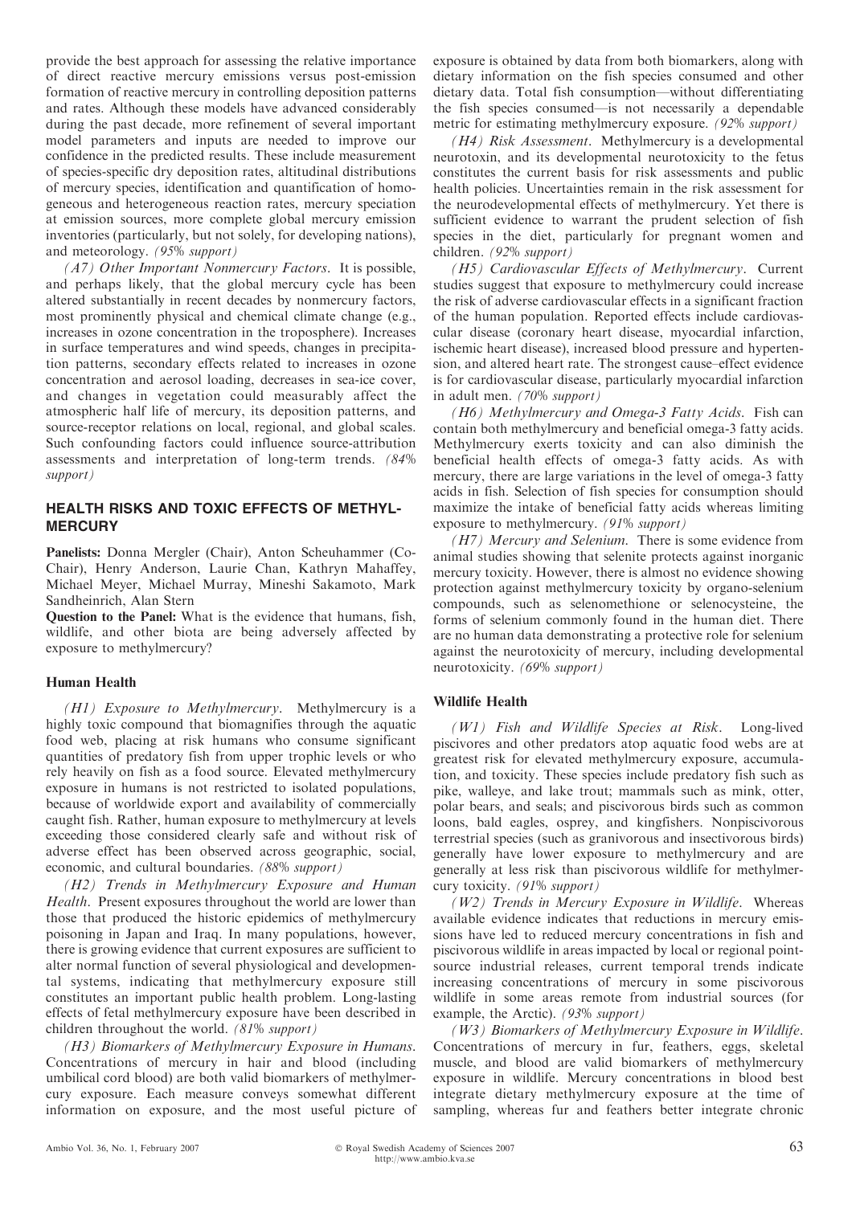provide the best approach for assessing the relative importance of direct reactive mercury emissions versus post-emission formation of reactive mercury in controlling deposition patterns and rates. Although these models have advanced considerably during the past decade, more refinement of several important model parameters and inputs are needed to improve our confidence in the predicted results. These include measurement of species-specific dry deposition rates, altitudinal distributions of mercury species, identification and quantification of homogeneous and heterogeneous reaction rates, mercury speciation at emission sources, more complete global mercury emission inventories (particularly, but not solely, for developing nations), and meteorology. *(95% support)*

*(A7) Other Important Nonmercury Factors.* It is possible, and perhaps likely, that the global mercury cycle has been altered substantially in recent decades by nonmercury factors, most prominently physical and chemical climate change (e.g., increases in ozone concentration in the troposphere). Increases in surface temperatures and wind speeds, changes in precipitation patterns, secondary effects related to increases in ozone concentration and aerosol loading, decreases in sea-ice cover, and changes in vegetation could measurably affect the atmospheric half life of mercury, its deposition patterns, and source-receptor relations on local, regional, and global scales. Such confounding factors could influence source-attribution assessments and interpretation of long-term trends. *(84% support)*

## HEALTH RISKS AND TOXIC EFFECTS OF METHYLMERCURY

**Panelists:** Donna Mergler (Chair), Anton Scheuhammer (Co-Chair), Henry Anderson, Laurie Chan, Kathryn Mahaffey, Michael Meyer, Michael Murray, Mineshi Sakamoto, Mark Sandheinrich, Alan Stern

**Question to the Panel:** What is the evidence that humans, fish, wildlife, and other biota are being adversely affected by exposure to methylmercury?

### Human Health

*(H1) Exposure to Methylmercury.* Methylmercury is a highly toxic compound that biomagnifies through the aquatic food web, placing at risk humans who consume significant quantities of predatory fish from upper trophic levels or who rely heavily on fish as a food source. Elevated methylmercury exposure in humans is not restricted to isolated populations, because of worldwide export and availability of commercially caught fish. Rather, human exposure to methylmercury at levels exceeding those considered clearly safe and without risk of adverse effect has been observed across geographic, social, economic, and cultural boundaries. *(88% support)*

*(H2) Trends in Methylmercury Exposure and Human Health.* Present exposures throughout the world are lower than those that produced the historic epidemics of methylmercury poisoning in Japan and Iraq. In many populations, however, there is growing evidence that current exposures are sufficient to alter normal function of several physiological and developmental systems, indicating that methylmercury exposure still constitutes an important public health problem. Long-lasting effects of fetal methylmercury exposure have been described in children throughout the world. *(81% support)*

*(H3) Biomarkers of Methylmercury Exposure in Humans.* Concentrations of mercury in hair and blood (including umbilical cord blood) are both valid biomarkers of methylmercury exposure. Each measure conveys somewhat different information on exposure, and the most useful picture of exposure is obtained by data from both biomarkers, along with dietary information on the fish species consumed and other dietary data. Total fish consumption—without differentiating the fish species consumed—is not necessarily a dependable metric for estimating methylmercury exposure. *(92% support)*

*(H4) Risk Assessment.* Methylmercury is a developmental neurotoxin, and its developmental neurotoxicity to the fetus constitutes the current basis for risk assessments and public health policies. Uncertainties remain in the risk assessment for the neurodevelopmental effects of methylmercury. Yet there is sufficient evidence to warrant the prudent selection of fish species in the diet, particularly for pregnant women and children. *(92% support)*

*(H5) Cardiovascular Effects of Methylmercury.* Current studies suggest that exposure to methylmercury could increase the risk of adverse cardiovascular effects in a significant fraction of the human population. Reported effects include cardiovascular disease (coronary heart disease, myocardial infarction, ischemic heart disease), increased blood pressure and hypertension, and altered heart rate. The strongest cause–effect evidence is for cardiovascular disease, particularly myocardial infarction in adult men. *(70% support)*

*(H6) Methylmercury and Omega-3 Fatty Acids.* Fish can contain both methylmercury and beneficial omega-3 fatty acids. Methylmercury exerts toxicity and can also diminish the beneficial health effects of omega-3 fatty acids. As with mercury, there are large variations in the level of omega-3 fatty acids in fish. Selection of fish species for consumption should maximize the intake of beneficial fatty acids whereas limiting exposure to methylmercury. *(91% support)*

*(H7) Mercury and Selenium.* There is some evidence from animal studies showing that selenite protects against inorganic mercury toxicity. However, there is almost no evidence showing protection against methylmercury toxicity by organo-selenium compounds, such as selenomethione or selenocysteine, the forms of selenium commonly found in the human diet. There are no human data demonstrating a protective role for selenium against the neurotoxicity of mercury, including developmental neurotoxicity. *(69% support)*

### Wildlife Health

*(W1) Fish and Wildlife Species at Risk.* Long-lived piscivores and other predators atop aquatic food webs are at greatest risk for elevated methylmercury exposure, accumulation, and toxicity. These species include predatory fish such as pike, walleye, and lake trout; mammals such as mink, otter, polar bears, and seals; and piscivorous birds such as common loons, bald eagles, osprey, and kingfishers. Nonpiscivorous terrestrial species (such as granivorous and insectivorous birds) generally have lower exposure to methylmercury and are generally at less risk than piscivorous wildlife for methylmercury toxicity. *(91% support)*

*(W2) Trends in Mercury Exposure in Wildlife.* Whereas available evidence indicates that reductions in mercury emissions have led to reduced mercury concentrations in fish and piscivorous wildlife in areas impacted by local or regional point-source industrial releases, current temporal trends indicate increasing concentrations of mercury in some piscivorous wildlife in some areas remote from industrial sources (for example, the Arctic). *(93% support)*

*(W3) Biomarkers of Methylmercury Exposure in Wildlife.* Concentrations of mercury in fur, feathers, eggs, skeletal muscle, and blood are valid biomarkers of methylmercury exposure in wildlife. Mercury concentrations in blood best integrate dietary methylmercury exposure at the time of sampling, whereas fur and feathers better integrate chronic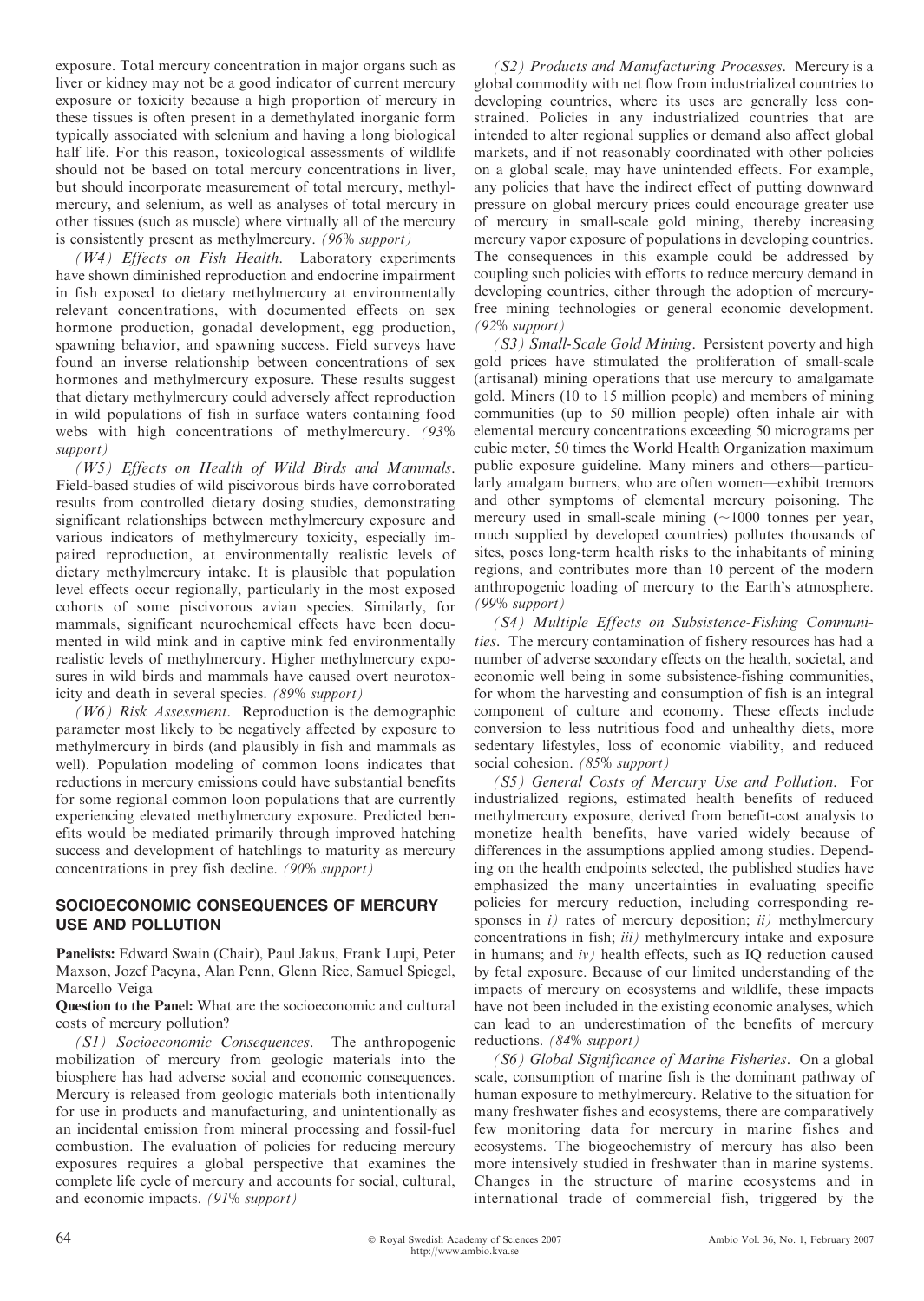exposure. Total mercury concentration in major organs such as liver or kidney may not be a good indicator of current mercury exposure or toxicity because a high proportion of mercury in these tissues is often present in a demethylated inorganic form typically associated with selenium and having a long biological half life. For this reason, toxicological assessments of wildlife should not be based on total mercury concentrations in liver, but should incorporate measurement of total mercury, methylmercury, and selenium, as well as analyses of total mercury in other tissues (such as muscle) where virtually all of the mercury is consistently present as methylmercury. *(96% support)*

*(W4) Effects on Fish Health.* Laboratory experiments have shown diminished reproduction and endocrine impairment in fish exposed to dietary methylmercury at environmentally relevant concentrations, with documented effects on sex hormone production, gonadal development, egg production, spawning behavior, and spawning success. Field surveys have found an inverse relationship between concentrations of sex hormones and methylmercury exposure. These results suggest that dietary methylmercury could adversely affect reproduction in wild populations of fish in surface waters containing food webs with high concentrations of methylmercury. *(93% support)*

*(W5) Effects on Health of Wild Birds and Mammals.* Field-based studies of wild piscivorous birds have corroborated results from controlled dietary dosing studies, demonstrating significant relationships between methylmercury exposure and various indicators of methylmercury toxicity, especially impaired reproduction, at environmentally realistic levels of dietary methylmercury intake. It is plausible that population level effects occur regionally, particularly in the most exposed cohorts of some piscivorous avian species. Similarly, for mammals, significant neurochemical effects have been documented in wild mink and in captive mink fed environmentally realistic levels of methylmercury. Higher methylmercury exposures in wild birds and mammals have caused overt neurotoxicity and death in several species. *(89% support)*

*(W6) Risk Assessment.* Reproduction is the demographic parameter most likely to be negatively affected by exposure to methylmercury in birds (and plausibly in fish and mammals as well). Population modeling of common loons indicates that reductions in mercury emissions could have substantial benefits for some regional common loon populations that are currently experiencing elevated methylmercury exposure. Predicted benefits would be mediated primarily through improved hatching success and development of hatchlings to maturity as mercury concentrations in prey fish decline. *(90% support)*

## SOCIOECONOMIC CONSEQUENCES OF MERCURY USE AND POLLUTION

**Panelists:** Edward Swain (Chair), Paul Jakus, Frank Lupi, Peter Maxson, Jozef Pacyna, Alan Penn, Glenn Rice, Samuel Spiegel, Marcello Veiga

**Question to the Panel:** What are the socioeconomic and cultural costs of mercury pollution?

*(S1) Socioeconomic Consequences.* The anthropogenic mobilization of mercury from geologic materials into the biosphere has had adverse social and economic consequences. Mercury is released from geologic materials both intentionally for use in products and manufacturing, and unintentionally as an incidental emission from mineral processing and fossil-fuel combustion. The evaluation of policies for reducing mercury exposures requires a global perspective that examines the complete life cycle of mercury and accounts for social, cultural, and economic impacts. *(91% support)*

*(S2) Products and Manufacturing Processes.* Mercury is a global commodity with net flow from industrialized countries to developing countries, where its uses are generally less constrained. Policies in any industrialized countries that are intended to alter regional supplies or demand also affect global markets, and if not reasonably coordinated with other policies on a global scale, may have unintended effects. For example, any policies that have the indirect effect of putting downward pressure on global mercury prices could encourage greater use of mercury in small-scale gold mining, thereby increasing mercury vapor exposure of populations in developing countries. The consequences in this example could be addressed by coupling such policies with efforts to reduce mercury demand in developing countries, either through the adoption of mercury-free mining technologies or general economic development. *(92% support)*

*(S3) Small-Scale Gold Mining.* Persistent poverty and high gold prices have stimulated the proliferation of small-scale (artisanal) mining operations that use mercury to amalgamate gold. Miners (10 to 15 million people) and members of mining communities (up to 50 million people) often inhale air with elemental mercury concentrations exceeding 50 micrograms per cubic meter, 50 times the World Health Organization maximum public exposure guideline. Many miners and others—particularly amalgam burners, who are often women—exhibit tremors and other symptoms of elemental mercury poisoning. The mercury used in small-scale mining (~1000 tonnes per year, much supplied by developed countries) pollutes thousands of sites, poses long-term health risks to the inhabitants of mining regions, and contributes more than 10 percent of the modern anthropogenic loading of mercury to the Earth's atmosphere. *(99% support)*

*(S4) Multiple Effects on Subsistence-Fishing Communities.* The mercury contamination of fishery resources has had a number of adverse secondary effects on the health, societal, and economic well being in some subsistence-fishing communities, for whom the harvesting and consumption of fish is an integral component of culture and economy. These effects include conversion to less nutritious food and unhealthy diets, more sedentary lifestyles, loss of economic viability, and reduced social cohesion. *(85% support)*

*(S5) General Costs of Mercury Use and Pollution.* For industrialized regions, estimated health benefits of reduced methylmercury exposure, derived from benefit-cost analysis to monetize health benefits, have varied widely because of differences in the assumptions applied among studies. Depending on the health endpoints selected, the published studies have emphasized the many uncertainties in evaluating specific policies for mercury reduction, including corresponding responses in *i)* rates of mercury deposition; *ii)* methylmercury concentrations in fish; *iii)* methylmercury intake and exposure in humans; and *iv)* health effects, such as IQ reduction caused by fetal exposure. Because of our limited understanding of the impacts of mercury on ecosystems and wildlife, these impacts have not been included in the existing economic analyses, which can lead to an underestimation of the benefits of mercury reductions. *(84% support)*

*(S6) Global Significance of Marine Fisheries.* On a global scale, consumption of marine fish is the dominant pathway of human exposure to methylmercury. Relative to the situation for many freshwater fishes and ecosystems, there are comparatively few monitoring data for mercury in marine fishes and ecosystems. The biogeochemistry of mercury has also been more intensively studied in freshwater than in marine systems. Changes in the structure of marine ecosystems and in international trade of commercial fish, triggered by the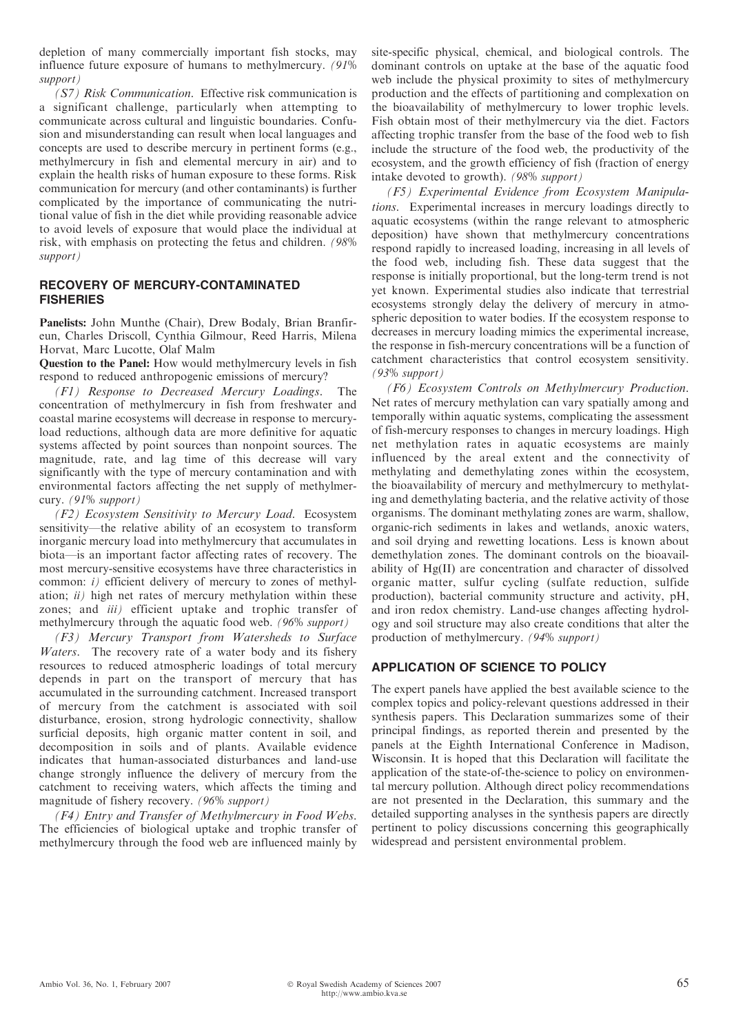depletion of many commercially important fish stocks, may influence future exposure of humans to methylmercury. *(91% support)*

*(S7) Risk Communication.* Effective risk communication is a significant challenge, particularly when attempting to communicate across cultural and linguistic boundaries. Confusion and misunderstanding can result when local languages and concepts are used to describe mercury in pertinent forms (e.g., methylmercury in fish and elemental mercury in air) and to explain the health risks of human exposure to these forms. Risk communication for mercury (and other contaminants) is further complicated by the importance of communicating the nutritional value of fish in the diet while providing reasonable advice to avoid levels of exposure that would place the individual at risk, with emphasis on protecting the fetus and children. *(98% support)*

## RECOVERY OF MERCURY-CONTAMINATED FISHERIES

**Panelists:** John Munthe (Chair), Drew Bodaly, Brian Branfireun, Charles Driscoll, Cynthia Gilmour, Reed Harris, Milena Horvat, Marc Lucotte, Olaf Malm

**Question to the Panel:** How would methylmercury levels in fish respond to reduced anthropogenic emissions of mercury?

*(F1) Response to Decreased Mercury Loadings.* The concentration of methylmercury in fish from freshwater and coastal marine ecosystems will decrease in response to mercury-load reductions, although data are more definitive for aquatic systems affected by point sources than nonpoint sources. The magnitude, rate, and lag time of this decrease will vary significantly with the type of mercury contamination and with environmental factors affecting the net supply of methylmercury. *(91% support)*

*(F2) Ecosystem Sensitivity to Mercury Load.* Ecosystem sensitivity—the relative ability of an ecosystem to transform inorganic mercury load into methylmercury that accumulates in biota—is an important factor affecting rates of recovery. The most mercury-sensitive ecosystems have three characteristics in common: *i)* efficient delivery of mercury to zones of methylation; *ii)* high net rates of mercury methylation within these zones; and *iii)* efficient uptake and trophic transfer of methylmercury through the aquatic food web. *(96% support)*

*(F3) Mercury Transport from Watersheds to Surface Waters.* The recovery rate of a water body and its fishery resources to reduced atmospheric loadings of total mercury depends in part on the transport of mercury that has accumulated in the surrounding catchment. Increased transport of mercury from the catchment is associated with soil disturbance, erosion, strong hydrologic connectivity, shallow surficial deposits, high organic matter content in soil, and decomposition in soils and of plants. Available evidence indicates that human-associated disturbances and land-use change strongly influence the delivery of mercury from the catchment to receiving waters, which affects the timing and magnitude of fishery recovery. *(96% support)*

*(F4) Entry and Transfer of Methylmercury in Food Webs.* The efficiencies of biological uptake and trophic transfer of methylmercury through the food web are influenced mainly by site-specific physical, chemical, and biological controls. The dominant controls on uptake at the base of the aquatic food web include the physical proximity to sites of methylmercury production and the effects of partitioning and complexation on the bioavailability of methylmercury to lower trophic levels. Fish obtain most of their methylmercury via the diet. Factors affecting trophic transfer from the base of the food web to fish include the structure of the food web, the productivity of the ecosystem, and the growth efficiency of fish (fraction of energy intake devoted to growth). *(98% support)*

*(F5) Experimental Evidence from Ecosystem Manipulations.* Experimental increases in mercury loadings directly to aquatic ecosystems (within the range relevant to atmospheric deposition) have shown that methylmercury concentrations respond rapidly to increased loading, increasing in all levels of the food web, including fish. These data suggest that the response is initially proportional, but the long-term trend is not yet known. Experimental studies also indicate that terrestrial ecosystems strongly delay the delivery of mercury in atmospheric deposition to water bodies. If the ecosystem response to decreases in mercury loading mimics the experimental increase, the response in fish-mercury concentrations will be a function of catchment characteristics that control ecosystem sensitivity. *(93% support)*

*(F6) Ecosystem Controls on Methylmercury Production.* Net rates of mercury methylation can vary spatially among and temporally within aquatic systems, complicating the assessment of fish-mercury responses to changes in mercury loadings. High net methylation rates in aquatic ecosystems are mainly influenced by the areal extent and the connectivity of methylating and demethylating zones within the ecosystem, the bioavailability of mercury and methylmercury to methylating and demethylating bacteria, and the relative activity of those organisms. The dominant methylating zones are warm, shallow, organic-rich sediments in lakes and wetlands, anoxic waters, and soil drying and rewetting locations. Less is known about demethylation zones. The dominant controls on the bioavailability of Hg(II) are concentration and character of dissolved organic matter, sulfur cycling (sulfate reduction, sulfide production), bacterial community structure and activity, pH, and iron redox chemistry. Land-use changes affecting hydrology and soil structure may also create conditions that alter the production of methylmercury. *(94% support)*

## APPLICATION OF SCIENCE TO POLICY

The expert panels have applied the best available science to the complex topics and policy-relevant questions addressed in their synthesis papers. This Declaration summarizes some of their principal findings, as reported therein and presented by the panels at the Eighth International Conference in Madison, Wisconsin. It is hoped that this Declaration will facilitate the application of the state-of-the-science to policy on environmental mercury pollution. Although direct policy recommendations are not presented in the Declaration, this summary and the detailed supporting analyses in the synthesis papers are directly pertinent to policy discussions concerning this geographically widespread and persistent environmental problem.